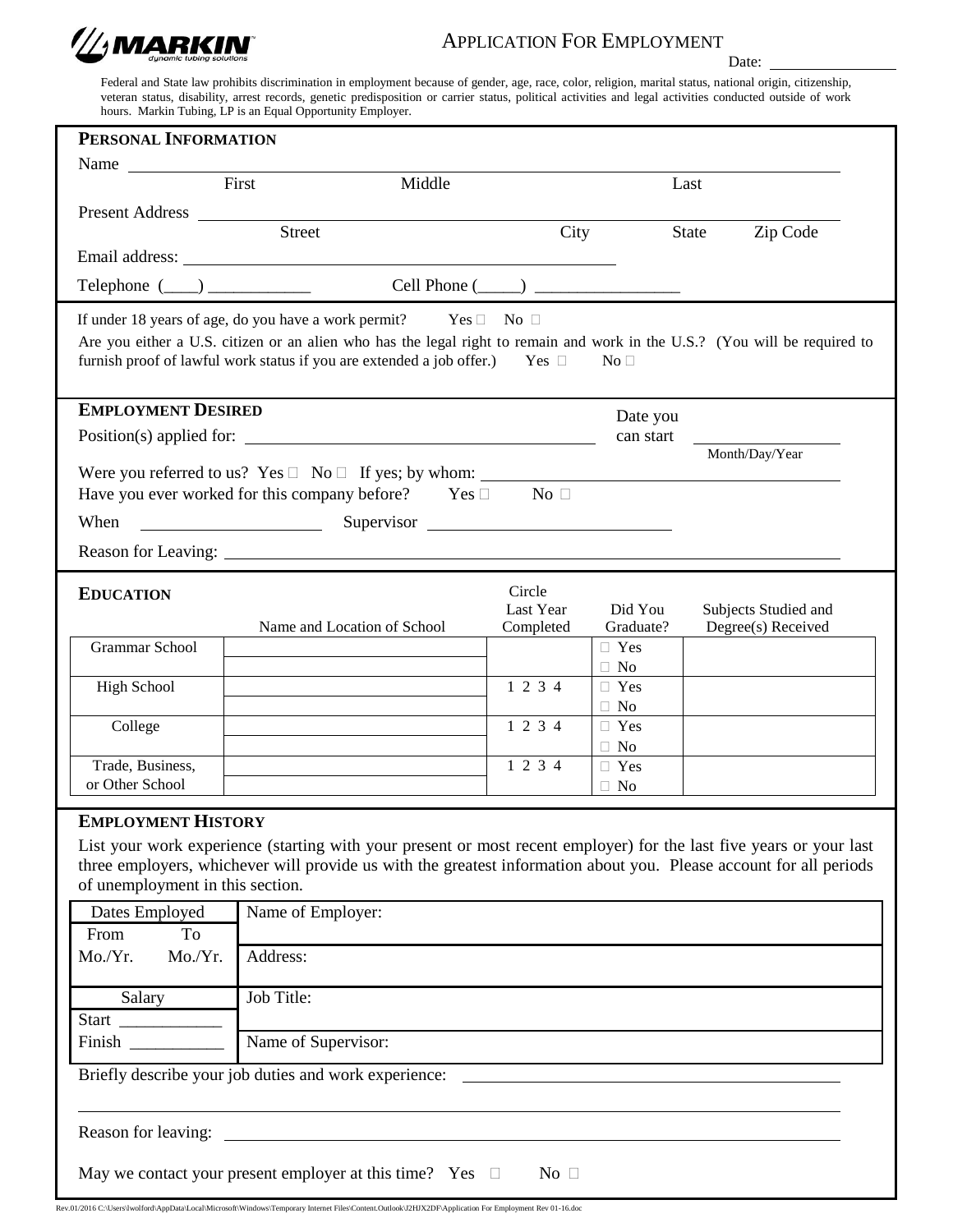**MARKIN** dynamic tubing solutions

# APPLICATION FOR EMPLOYMENT

Date: ____________

Federal and State law prohibits discrimination in employment because of gender, age, race, color, religion, marital status, national origin, citizenship, veteran status, disability, arrest records, genetic predisposition or carrier status, political activities and legal activities conducted outside of work hours. Markin Tubing, LP is an Equal Opportunity Employer.

## PERSONAL INFORMATION

Name ______________________________________________________________
First Middle Last

Present Address ______________________________________________________
Street City State Zip Code

Email address: ____________________________________

Telephone (____) ____________ Cell Phone (_____) _________________

If under 18 years of age, do you have a work permit? Yes ☐ No ☐

Are you either a U.S. citizen or an alien who has the legal right to remain and work in the U.S.? (You will be required to furnish proof of lawful work status if you are extended a job offer.) Yes ☐ No ☐

## EMPLOYMENT DESIRED

Position(s) applied for: ____________________________ Date you can start ____________ Month/Day/Year

Were you referred to us? Yes ☐ No ☐ If yes; by whom: ____________________________

Have you ever worked for this company before? Yes ☐ No ☐

When ________________ Supervisor ______________________

Reason for Leaving: ______________________________________________________

## EDUCATION

| | Name and Location of School | Circle Last Year Completed | Did You Graduate? | Subjects Studied and Degree(s) Received |
|---|---|---|---|---|
| Grammar School | | | ☐ Yes ☐ No | |
| High School | | 1 2 3 4 | ☐ Yes ☐ No | |
| College | | 1 2 3 4 | ☐ Yes ☐ No | |
| Trade, Business, or Other School | | 1 2 3 4 | ☐ Yes ☐ No | |

## EMPLOYMENT HISTORY

List your work experience (starting with your present or most recent employer) for the last five years or your last three employers, whichever will provide us with the greatest information about you. Please account for all periods of unemployment in this section.

| Dates Employed From To Mo./Yr. Mo./Yr. | Name of Employer: |
|---|---|
| | Address: |
| Salary | Job Title: |
| Start ____________ Finish ___________ | Name of Supervisor: |

Briefly describe your job duties and work experience: ______________________________

______________________________________________________________

Reason for leaving: ______________________________________________________

May we contact your present employer at this time? Yes ☐ No ☐

Rev.01/2016 C:\Users\lwolford\AppData\Local\Microsoft\Windows\Temporary Internet Files\Content.Outlook\J2HJX2DF\Application For Employment Rev 01-16.doc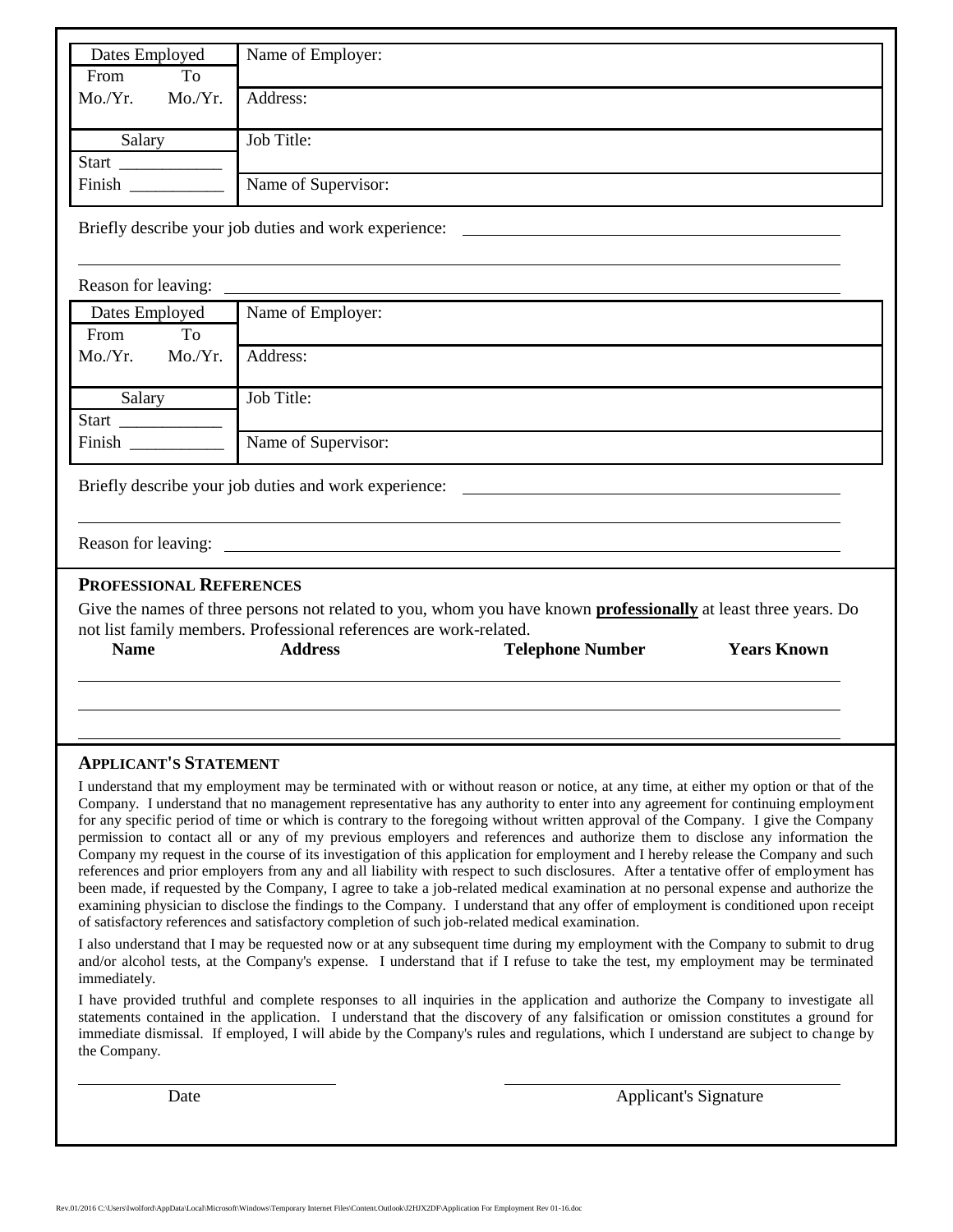| Dates Employed | Name of Employer: |
|---|---|
| From To<br>Mo./Yr. Mo./Yr. | Address: |
| Salary<br>Start ____________ | Job Title: |
| Finish ___________ | Name of Supervisor: |

Briefly describe your job duties and work experience: ____________________________________________

________________________________________________________________________________________________

Reason for leaving: ____________________________________________________________________________

| Dates Employed | Name of Employer: |
|---|---|
| From To<br>Mo./Yr. Mo./Yr. | Address: |
| Salary<br>Start ____________ | Job Title: |
| Finish ___________ | Name of Supervisor: |

Briefly describe your job duties and work experience: ____________________________________________

________________________________________________________________________________________________

Reason for leaving: ____________________________________________________________________________

## PROFESSIONAL REFERENCES

Give the names of three persons not related to you, whom you have known **professionally** at least three years. Do not list family members. Professional references are work-related.

| Name | Address | Telephone Number | Years Known |
|---|---|---|---|
| | | | |
| | | | |
| | | | |

## APPLICANT'S STATEMENT

I understand that my employment may be terminated with or without reason or notice, at any time, at either my option or that of the Company. I understand that no management representative has any authority to enter into any agreement for continuing employment for any specific period of time or which is contrary to the foregoing without written approval of the Company. I give the Company permission to contact all or any of my previous employers and references and authorize them to disclose any information the Company my request in the course of its investigation of this application for employment and I hereby release the Company and such references and prior employers from any and all liability with respect to such disclosures. After a tentative offer of employment has been made, if requested by the Company, I agree to take a job-related medical examination at no personal expense and authorize the examining physician to disclose the findings to the Company. I understand that any offer of employment is conditioned upon receipt of satisfactory references and satisfactory completion of such job-related medical examination.

I also understand that I may be requested now or at any subsequent time during my employment with the Company to submit to drug and/or alcohol tests, at the Company's expense. I understand that if I refuse to take the test, my employment may be terminated immediately.

I have provided truthful and complete responses to all inquiries in the application and authorize the Company to investigate all statements contained in the application. I understand that the discovery of any falsification or omission constitutes a ground for immediate dismissal. If employed, I will abide by the Company's rules and regulations, which I understand are subject to change by the Company.

______________________________ Date

______________________________ Applicant's Signature

Rev.01/2016 C:\Users\lwolford\AppData\Local\Microsoft\Windows\Temporary Internet Files\Content.Outlook\J2HJX2DF\Application For Employment Rev 01-16.doc